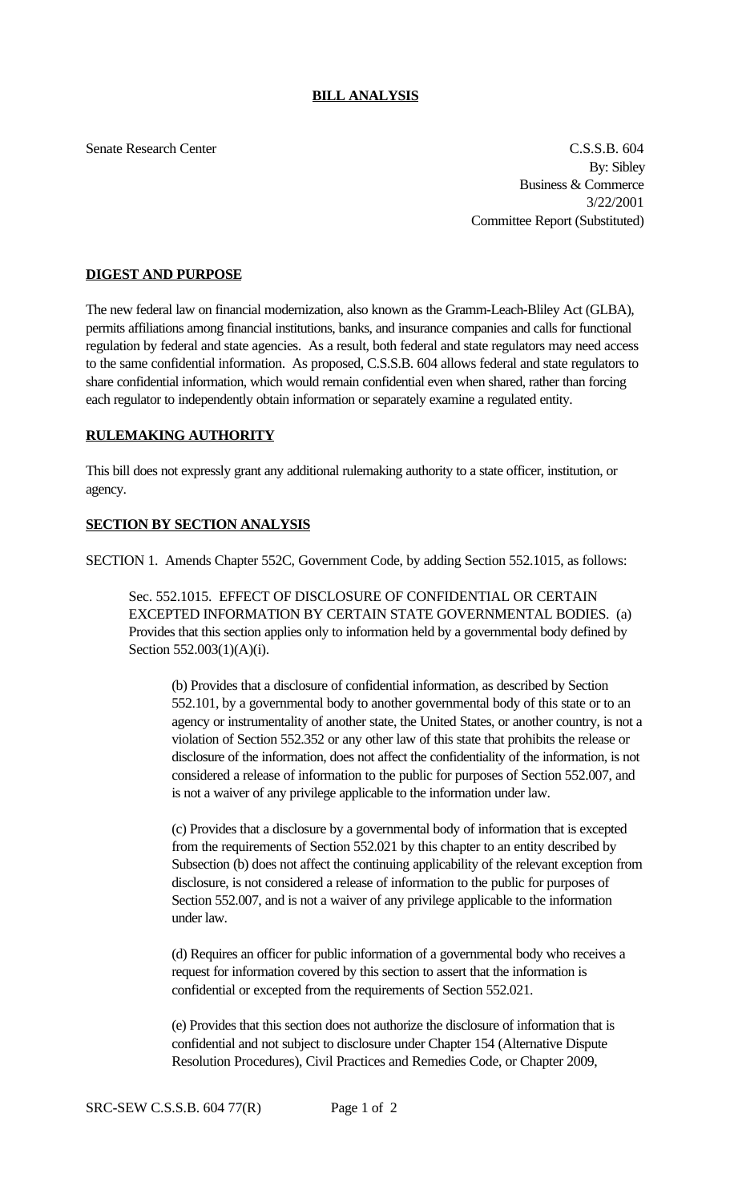**BILL ANALYSIS**

Senate Research Center

C.S.S.B. 604
By: Sibley
Business & Commerce
3/22/2001
Committee Report (Substituted)

**DIGEST AND PURPOSE**

The new federal law on financial modernization, also known as the Gramm-Leach-Bliley Act (GLBA), permits affiliations among financial institutions, banks, and insurance companies and calls for functional regulation by federal and state agencies. As a result, both federal and state regulators may need access to the same confidential information. As proposed, C.S.S.B. 604 allows federal and state regulators to share confidential information, which would remain confidential even when shared, rather than forcing each regulator to independently obtain information or separately examine a regulated entity.

**RULEMAKING AUTHORITY**

This bill does not expressly grant any additional rulemaking authority to a state officer, institution, or agency.

**SECTION BY SECTION ANALYSIS**

SECTION 1. Amends Chapter 552C, Government Code, by adding Section 552.1015, as follows:

Sec. 552.1015. EFFECT OF DISCLOSURE OF CONFIDENTIAL OR CERTAIN EXCEPTED INFORMATION BY CERTAIN STATE GOVERNMENTAL BODIES. (a) Provides that this section applies only to information held by a governmental body defined by Section 552.003(1)(A)(i).

(b) Provides that a disclosure of confidential information, as described by Section 552.101, by a governmental body to another governmental body of this state or to an agency or instrumentality of another state, the United States, or another country, is not a violation of Section 552.352 or any other law of this state that prohibits the release or disclosure of the information, does not affect the confidentiality of the information, is not considered a release of information to the public for purposes of Section 552.007, and is not a waiver of any privilege applicable to the information under law.

(c) Provides that a disclosure by a governmental body of information that is excepted from the requirements of Section 552.021 by this chapter to an entity described by Subsection (b) does not affect the continuing applicability of the relevant exception from disclosure, is not considered a release of information to the public for purposes of Section 552.007, and is not a waiver of any privilege applicable to the information under law.

(d) Requires an officer for public information of a governmental body who receives a request for information covered by this section to assert that the information is confidential or excepted from the requirements of Section 552.021.

(e) Provides that this section does not authorize the disclosure of information that is confidential and not subject to disclosure under Chapter 154 (Alternative Dispute Resolution Procedures), Civil Practices and Remedies Code, or Chapter 2009,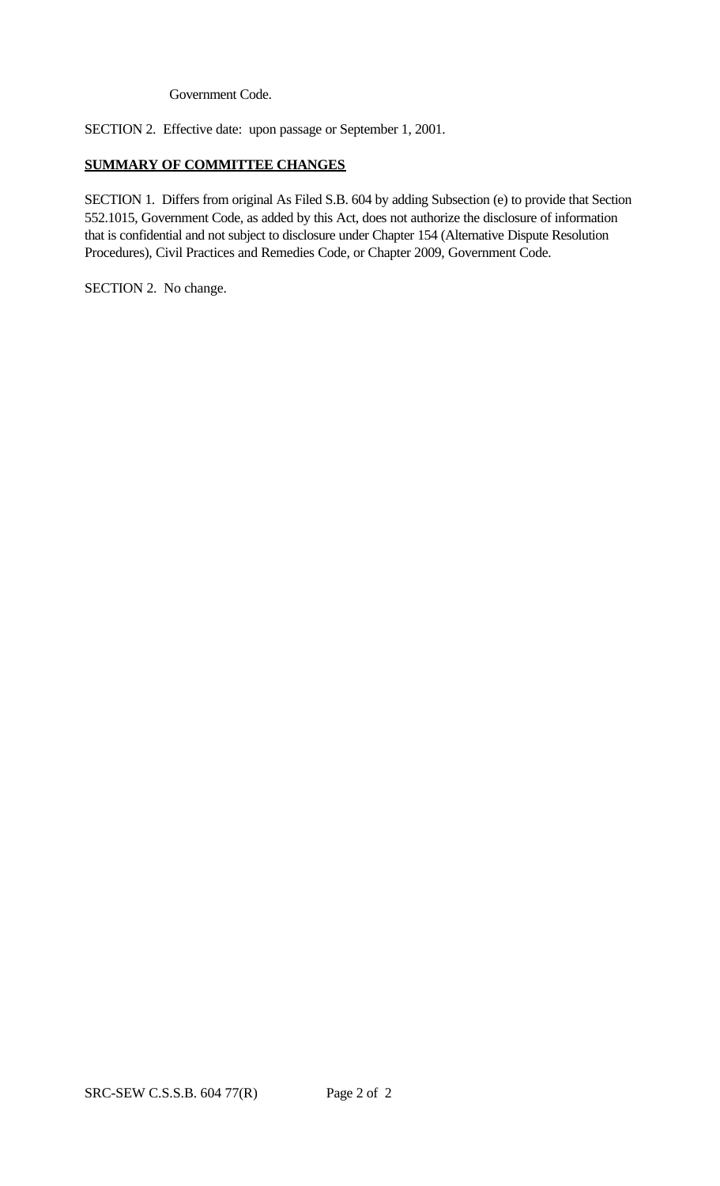Government Code.

SECTION 2. Effective date: upon passage or September 1, 2001.

**SUMMARY OF COMMITTEE CHANGES**

SECTION 1. Differs from original As Filed S.B. 604 by adding Subsection (e) to provide that Section 552.1015, Government Code, as added by this Act, does not authorize the disclosure of information that is confidential and not subject to disclosure under Chapter 154 (Alternative Dispute Resolution Procedures), Civil Practices and Remedies Code, or Chapter 2009, Government Code.

SECTION 2. No change.